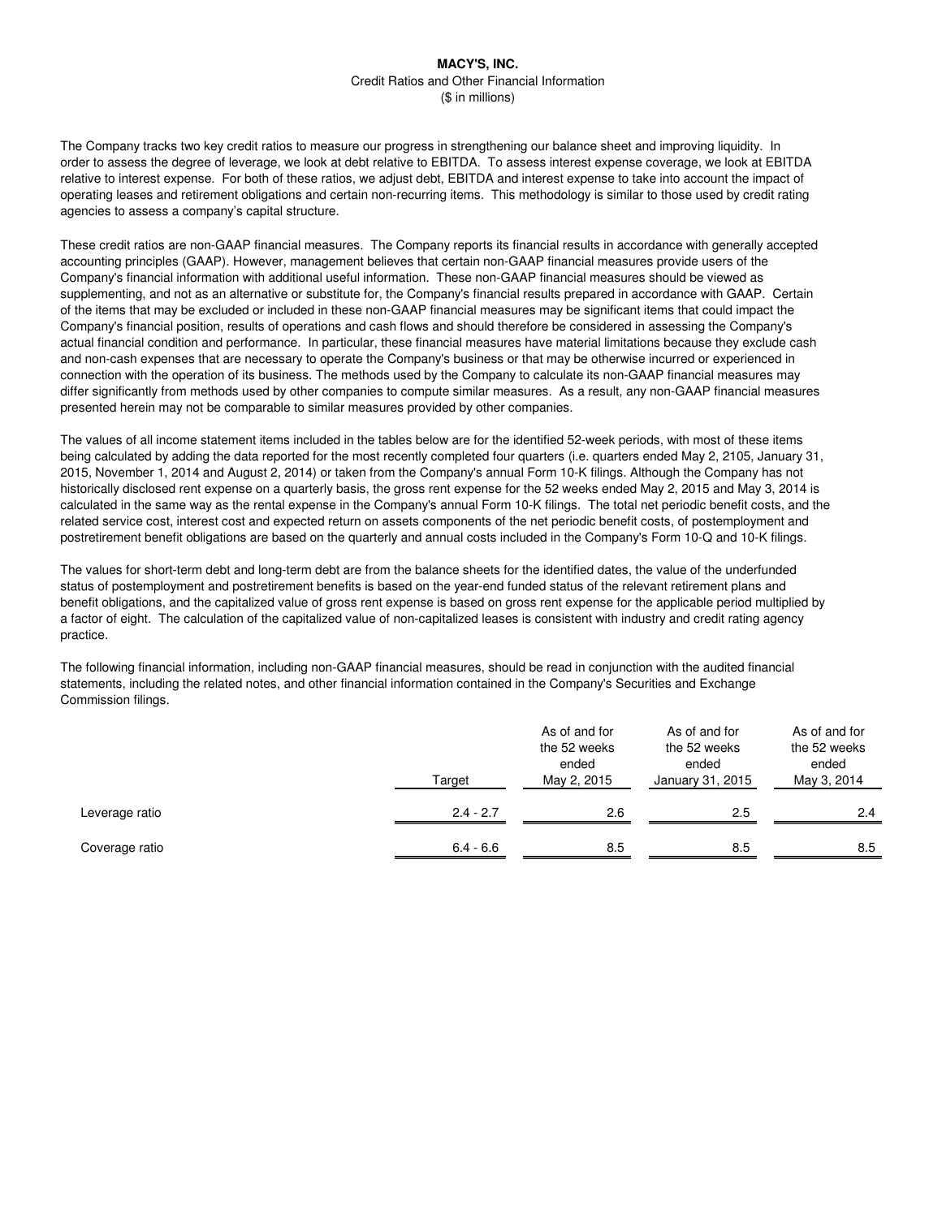# MACY'S, INC.

Credit Ratios and Other Financial Information

($ in millions)

The Company tracks two key credit ratios to measure our progress in strengthening our balance sheet and improving liquidity. In order to assess the degree of leverage, we look at debt relative to EBITDA. To assess interest expense coverage, we look at EBITDA relative to interest expense. For both of these ratios, we adjust debt, EBITDA and interest expense to take into account the impact of operating leases and retirement obligations and certain non-recurring items. This methodology is similar to those used by credit rating agencies to assess a company's capital structure.

These credit ratios are non-GAAP financial measures. The Company reports its financial results in accordance with generally accepted accounting principles (GAAP). However, management believes that certain non-GAAP financial measures provide users of the Company's financial information with additional useful information. These non-GAAP financial measures should be viewed as supplementing, and not as an alternative or substitute for, the Company's financial results prepared in accordance with GAAP. Certain of the items that may be excluded or included in these non-GAAP financial measures may be significant items that could impact the Company's financial position, results of operations and cash flows and should therefore be considered in assessing the Company's actual financial condition and performance. In particular, these financial measures have material limitations because they exclude cash and non-cash expenses that are necessary to operate the Company's business or that may be otherwise incurred or experienced in connection with the operation of its business. The methods used by the Company to calculate its non-GAAP financial measures may differ significantly from methods used by other companies to compute similar measures. As a result, any non-GAAP financial measures presented herein may not be comparable to similar measures provided by other companies.

The values of all income statement items included in the tables below are for the identified 52-week periods, with most of these items being calculated by adding the data reported for the most recently completed four quarters (i.e. quarters ended May 2, 2105, January 31, 2015, November 1, 2014 and August 2, 2014) or taken from the Company's annual Form 10-K filings. Although the Company has not historically disclosed rent expense on a quarterly basis, the gross rent expense for the 52 weeks ended May 2, 2015 and May 3, 2014 is calculated in the same way as the rental expense in the Company's annual Form 10-K filings. The total net periodic benefit costs, and the related service cost, interest cost and expected return on assets components of the net periodic benefit costs, of postemployment and postretirement benefit obligations are based on the quarterly and annual costs included in the Company's Form 10-Q and 10-K filings.

The values for short-term debt and long-term debt are from the balance sheets for the identified dates, the value of the underfunded status of postemployment and postretirement benefits is based on the year-end funded status of the relevant retirement plans and benefit obligations, and the capitalized value of gross rent expense is based on gross rent expense for the applicable period multiplied by a factor of eight. The calculation of the capitalized value of non-capitalized leases is consistent with industry and credit rating agency practice.

The following financial information, including non-GAAP financial measures, should be read in conjunction with the audited financial statements, including the related notes, and other financial information contained in the Company's Securities and Exchange Commission filings.

| | Target | As of and for the 52 weeks ended May 2, 2015 | As of and for the 52 weeks ended January 31, 2015 | As of and for the 52 weeks ended May 3, 2014 |
|---|---|---|---|---|
| Leverage ratio | 2.4 - 2.7 | 2.6 | 2.5 | 2.4 |
| Coverage ratio | 6.4 - 6.6 | 8.5 | 8.5 | 8.5 |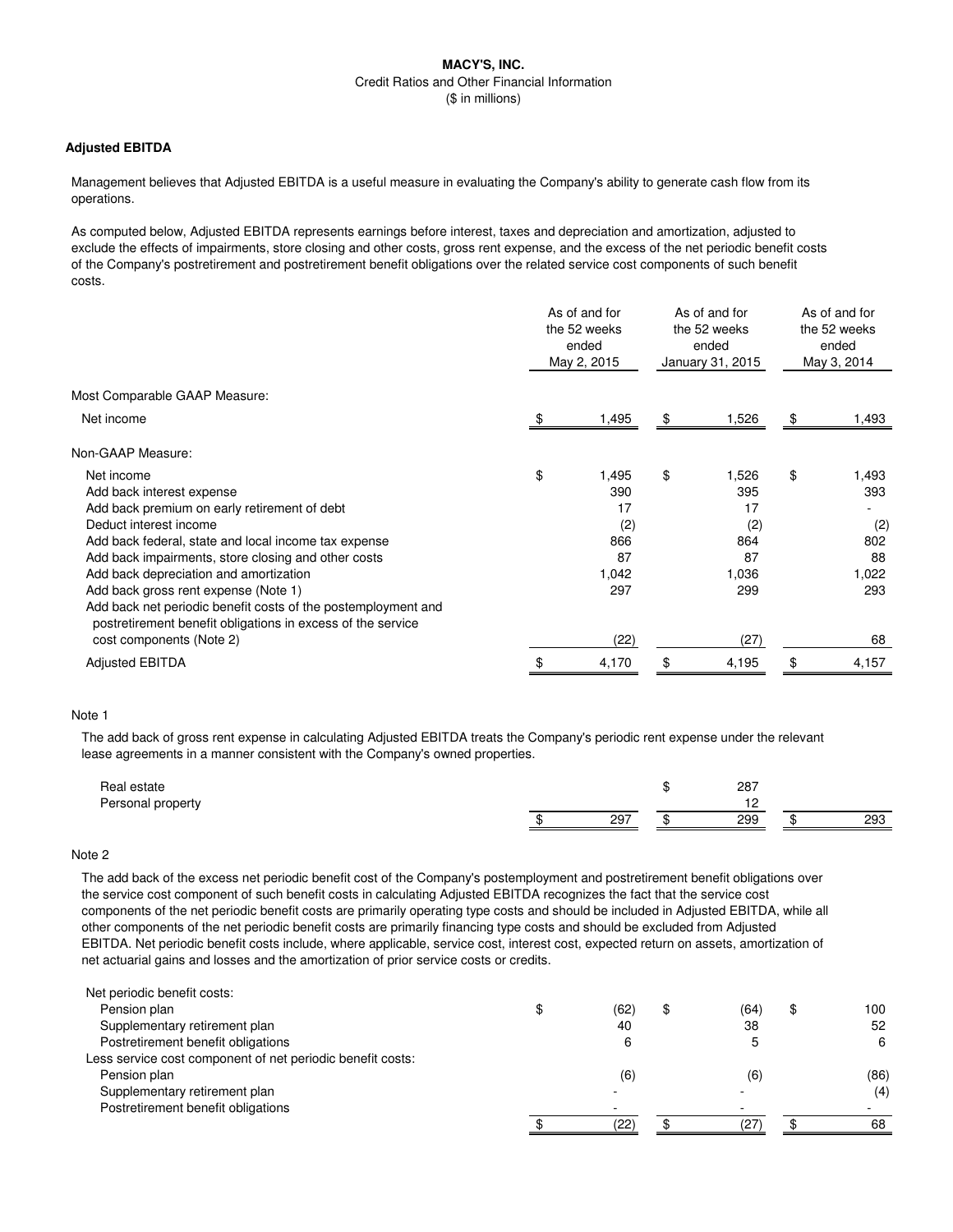**MACY'S, INC.**
Credit Ratios and Other Financial Information
($ in millions)

**Adjusted EBITDA**

Management believes that Adjusted EBITDA is a useful measure in evaluating the Company's ability to generate cash flow from its operations.

As computed below, Adjusted EBITDA represents earnings before interest, taxes and depreciation and amortization, adjusted to exclude the effects of impairments, store closing and other costs, gross rent expense, and the excess of the net periodic benefit costs of the Company's postretirement and postretirement benefit obligations over the related service cost components of such benefit costs.

| | As of and for the 52 weeks ended May 2, 2015 | As of and for the 52 weeks ended January 31, 2015 | As of and for the 52 weeks ended May 3, 2014 |
|---|---|---|---|
| Most Comparable GAAP Measure: | | | |
| Net income | $ 1,495 | $ 1,526 | $ 1,493 |
| Non-GAAP Measure: | | | |
| Net income | $ 1,495 | $ 1,526 | $ 1,493 |
| Add back interest expense | 390 | 395 | 393 |
| Add back premium on early retirement of debt | 17 | 17 | - |
| Deduct interest income | (2) | (2) | (2) |
| Add back federal, state and local income tax expense | 866 | 864 | 802 |
| Add back impairments, store closing and other costs | 87 | 87 | 88 |
| Add back depreciation and amortization | 1,042 | 1,036 | 1,022 |
| Add back gross rent expense (Note 1) | 297 | 299 | 293 |
| Add back net periodic benefit costs of the postemployment and postretirement benefit obligations in excess of the service cost components (Note 2) | (22) | (27) | 68 |
| Adjusted EBITDA | $ 4,170 | $ 4,195 | $ 4,157 |

Note 1

The add back of gross rent expense in calculating Adjusted EBITDA treats the Company's periodic rent expense under the relevant lease agreements in a manner consistent with the Company's owned properties.

| | | | |
|---|---|---|---|
| Real estate | | $ 287 | |
| Personal property | | 12 | |
| | $ 297 | $ 299 | $ 293 |

Note 2

The add back of the excess net periodic benefit cost of the Company's postemployment and postretirement benefit obligations over the service cost component of such benefit costs in calculating Adjusted EBITDA recognizes the fact that the service cost components of the net periodic benefit costs are primarily operating type costs and should be included in Adjusted EBITDA, while all other components of the net periodic benefit costs are primarily financing type costs and should be excluded from Adjusted EBITDA. Net periodic benefit costs include, where applicable, service cost, interest cost, expected return on assets, amortization of net actuarial gains and losses and the amortization of prior service costs or credits.

| | | | |
|---|---|---|---|
| Net periodic benefit costs: | | | |
| Pension plan | $ (62) | $ (64) | $ 100 |
| Supplementary retirement plan | 40 | 38 | 52 |
| Postretirement benefit obligations | 6 | 5 | 6 |
| Less service cost component of net periodic benefit costs: | | | |
| Pension plan | (6) | (6) | (86) |
| Supplementary retirement plan | - | - | (4) |
| Postretirement benefit obligations | - | - | - |
| | $ (22) | $ (27) | $ 68 |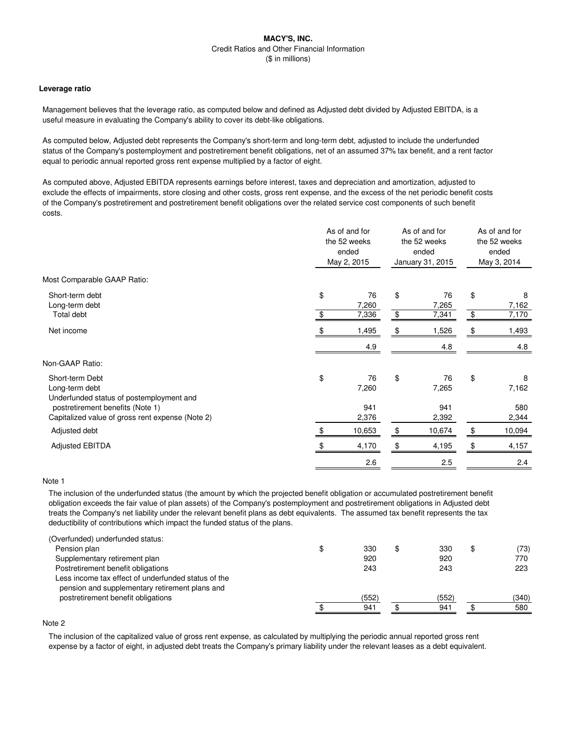**MACY'S, INC.**

Credit Ratios and Other Financial Information

($ in millions)

**Leverage ratio**

Management believes that the leverage ratio, as computed below and defined as Adjusted debt divided by Adjusted EBITDA, is a useful measure in evaluating the Company's ability to cover its debt-like obligations.

As computed below, Adjusted debt represents the Company's short-term and long-term debt, adjusted to include the underfunded status of the Company's postemployment and postretirement benefit obligations, net of an assumed 37% tax benefit, and a rent factor equal to periodic annual reported gross rent expense multiplied by a factor of eight.

As computed above, Adjusted EBITDA represents earnings before interest, taxes and depreciation and amortization, adjusted to exclude the effects of impairments, store closing and other costs, gross rent expense, and the excess of the net periodic benefit costs of the Company's postretirement and postretirement benefit obligations over the related service cost components of such benefit costs.

| | As of and for the 52 weeks ended May 2, 2015 | As of and for the 52 weeks ended January 31, 2015 | As of and for the 52 weeks ended May 3, 2014 |
|---|---|---|---|
| Most Comparable GAAP Ratio: | | | |
| Short-term debt | $ 76 | $ 76 | $ 8 |
| Long-term debt | 7,260 | 7,265 | 7,162 |
| Total debt | $ 7,336 | $ 7,341 | $ 7,170 |
| Net income | $ 1,495 | $ 1,526 | $ 1,493 |
| | 4.9 | 4.8 | 4.8 |
| Non-GAAP Ratio: | | | |
| Short-term Debt | $ 76 | $ 76 | $ 8 |
| Long-term debt | 7,260 | 7,265 | 7,162 |
| Underfunded status of postemployment and postretirement benefits (Note 1) | 941 | 941 | 580 |
| Capitalized value of gross rent expense (Note 2) | 2,376 | 2,392 | 2,344 |
| Adjusted debt | $ 10,653 | $ 10,674 | $ 10,094 |
| Adjusted EBITDA | $ 4,170 | $ 4,195 | $ 4,157 |
| | 2.6 | 2.5 | 2.4 |

Note 1

The inclusion of the underfunded status (the amount by which the projected benefit obligation or accumulated postretirement benefit obligation exceeds the fair value of plan assets) of the Company's postemployment and postretirement obligations in Adjusted debt treats the Company's net liability under the relevant benefit plans as debt equivalents. The assumed tax benefit represents the tax deductibility of contributions which impact the funded status of the plans.

| | | | |
|---|---|---|---|
| (Overfunded) underfunded status: | | | |
| Pension plan | $ 330 | $ 330 | $ (73) |
| Supplementary retirement plan | 920 | 920 | 770 |
| Postretirement benefit obligations | 243 | 243 | 223 |
| Less income tax effect of underfunded status of the pension and supplementary retirement plans and postretirement benefit obligations | (552) | (552) | (340) |
| | $ 941 | $ 941 | $ 580 |

Note 2

The inclusion of the capitalized value of gross rent expense, as calculated by multiplying the periodic annual reported gross rent expense by a factor of eight, in adjusted debt treats the Company's primary liability under the relevant leases as a debt equivalent.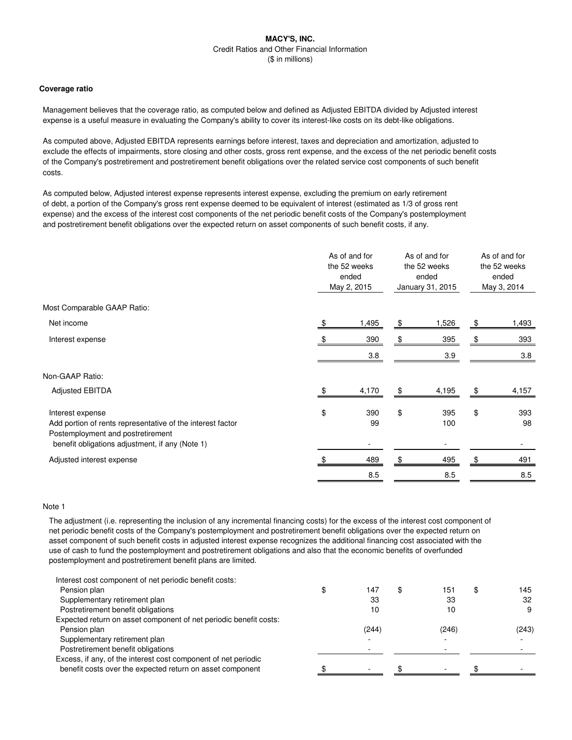**MACY'S, INC.**

Credit Ratios and Other Financial Information

($ in millions)

**Coverage ratio**

Management believes that the coverage ratio, as computed below and defined as Adjusted EBITDA divided by Adjusted interest expense is a useful measure in evaluating the Company's ability to cover its interest-like costs on its debt-like obligations.

As computed above, Adjusted EBITDA represents earnings before interest, taxes and depreciation and amortization, adjusted to exclude the effects of impairments, store closing and other costs, gross rent expense, and the excess of the net periodic benefit costs of the Company's postretirement and postretirement benefit obligations over the related service cost components of such benefit costs.

As computed below, Adjusted interest expense represents interest expense, excluding the premium on early retirement of debt, a portion of the Company's gross rent expense deemed to be equivalent of interest (estimated as 1/3 of gross rent expense) and the excess of the interest cost components of the net periodic benefit costs of the Company's postemployment and postretirement benefit obligations over the expected return on asset components of such benefit costs, if any.

| | As of and for the 52 weeks ended May 2, 2015 | As of and for the 52 weeks ended January 31, 2015 | As of and for the 52 weeks ended May 3, 2014 |
|---|---|---|---|
| Most Comparable GAAP Ratio: | | | |
| Net income | $ 1,495 | $ 1,526 | $ 1,493 |
| Interest expense | $ 390 | $ 395 | $ 393 |
| | 3.8 | 3.9 | 3.8 |
| Non-GAAP Ratio: | | | |
| Adjusted EBITDA | $ 4,170 | $ 4,195 | $ 4,157 |
| Interest expense | $ 390 | $ 395 | $ 393 |
| Add portion of rents representative of the interest factor | 99 | 100 | 98 |
| Postemployment and postretirement benefit obligations adjustment, if any (Note 1) | - | - | - |
| Adjusted interest expense | $ 489 | $ 495 | $ 491 |
| | 8.5 | 8.5 | 8.5 |

Note 1

The adjustment (i.e. representing the inclusion of any incremental financing costs) for the excess of the interest cost component of net periodic benefit costs of the Company's postemployment and postretirement benefit obligations over the expected return on asset component of such benefit costs in adjusted interest expense recognizes the additional financing cost associated with the use of cash to fund the postemployment and postretirement obligations and also that the economic benefits of overfunded postemployment and postretirement benefit plans are limited.

| | May 2, 2015 | January 31, 2015 | May 3, 2014 |
|---|---|---|---|
| Interest cost component of net periodic benefit costs: | | | |
| Pension plan | $ 147 | $ 151 | $ 145 |
| Supplementary retirement plan | 33 | 33 | 32 |
| Postretirement benefit obligations | 10 | 10 | 9 |
| Expected return on asset component of net periodic benefit costs: | | | |
| Pension plan | (244) | (246) | (243) |
| Supplementary retirement plan | - | - | - |
| Postretirement benefit obligations | - | - | - |
| Excess, if any, of the interest cost component of net periodic benefit costs over the expected return on asset component | $ - | $ - | $ - |